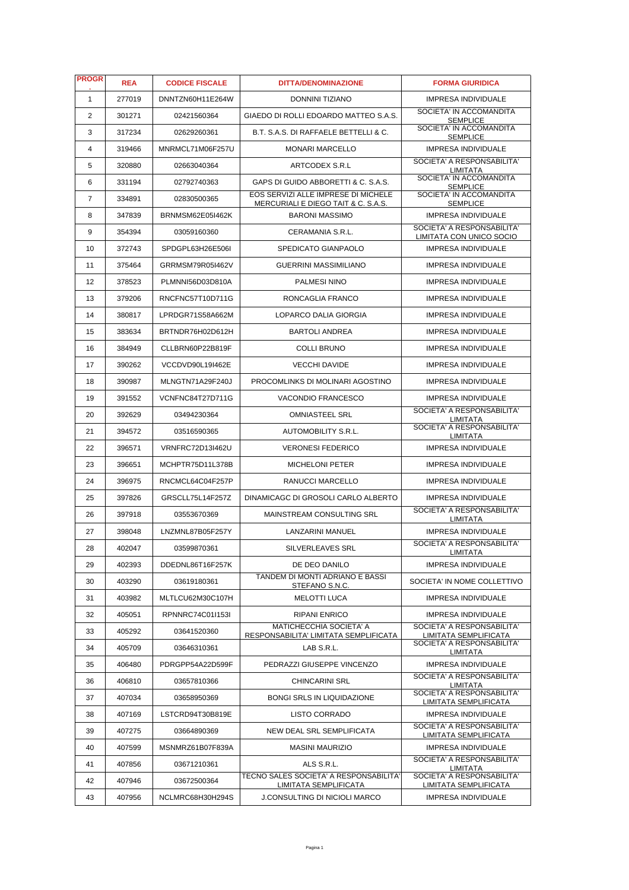| PROGR. | REA | CODICE FISCALE | DITTA/DENOMINAZIONE | FORMA GIURIDICA |
|---|---|---|---|---|
| 1 | 277019 | DNNTZN60H11E264W | DONNINI TIZIANO | IMPRESA INDIVIDUALE |
| 2 | 301271 | 02421560364 | GIAEDO DI ROLLI EDOARDO MATTEO S.A.S. | SOCIETA' IN ACCOMANDITA SEMPLICE |
| 3 | 317234 | 02629260361 | B.T. S.A.S. DI RAFFAELE BETTELLI & C. | SOCIETA' IN ACCOMANDITA SEMPLICE |
| 4 | 319466 | MNRMCL71M06F257U | MONARI MARCELLO | IMPRESA INDIVIDUALE |
| 5 | 320880 | 02663040364 | ARTCODEX S.R.L | SOCIETA' A RESPONSABILITA' LIMITATA |
| 6 | 331194 | 02792740363 | GAPS DI GUIDO ABBORETTI & C. S.A.S. | SOCIETA' IN ACCOMANDITA SEMPLICE |
| 7 | 334891 | 02830500365 | EOS SERVIZI ALLE IMPRESE DI MICHELE MERCURIALI E DIEGO TAIT & C. S.A.S. | SOCIETA' IN ACCOMANDITA SEMPLICE |
| 8 | 347839 | BRNMSM62E05I462K | BARONI MASSIMO | IMPRESA INDIVIDUALE |
| 9 | 354394 | 03059160360 | CERAMANIA S.R.L. | SOCIETA' A RESPONSABILITA' LIMITATA CON UNICO SOCIO |
| 10 | 372743 | SPDGPL63H26E506I | SPEDICATO GIANPAOLO | IMPRESA INDIVIDUALE |
| 11 | 375464 | GRRMSM79R05I462V | GUERRINI MASSIMILIANO | IMPRESA INDIVIDUALE |
| 12 | 378523 | PLMNNI56D03D810A | PALMESI NINO | IMPRESA INDIVIDUALE |
| 13 | 379206 | RNCFNC57T10D711G | RONCAGLIA FRANCO | IMPRESA INDIVIDUALE |
| 14 | 380817 | LPRDGR71S58A662M | LOPARCO DALIA GIORGIA | IMPRESA INDIVIDUALE |
| 15 | 383634 | BRTNDR76H02D612H | BARTOLI ANDREA | IMPRESA INDIVIDUALE |
| 16 | 384949 | CLLBRN60P22B819F | COLLI BRUNO | IMPRESA INDIVIDUALE |
| 17 | 390262 | VCCDVD90L19I462E | VECCHI DAVIDE | IMPRESA INDIVIDUALE |
| 18 | 390987 | MLNGTN71A29F240J | PROCOMLINKS DI MOLINARI AGOSTINO | IMPRESA INDIVIDUALE |
| 19 | 391552 | VCNFNC84T27D711G | VACONDIO FRANCESCO | IMPRESA INDIVIDUALE |
| 20 | 392629 | 03494230364 | OMNIASTEEL SRL | SOCIETA' A RESPONSABILITA' LIMITATA |
| 21 | 394572 | 03516590365 | AUTOMOBILITY S.R.L. | SOCIETA' A RESPONSABILITA' LIMITATA |
| 22 | 396571 | VRNFRC72D13I462U | VERONESI FEDERICO | IMPRESA INDIVIDUALE |
| 23 | 396651 | MCHPTR75D11L378B | MICHELONI PETER | IMPRESA INDIVIDUALE |
| 24 | 396975 | RNCMCL64C04F257P | RANUCCI MARCELLO | IMPRESA INDIVIDUALE |
| 25 | 397826 | GRSCLL75L14F257Z | DINAMICAGC DI GROSOLI CARLO ALBERTO | IMPRESA INDIVIDUALE |
| 26 | 397918 | 03553670369 | MAINSTREAM CONSULTING SRL | SOCIETA' A RESPONSABILITA' LIMITATA |
| 27 | 398048 | LNZMNL87B05F257Y | LANZARINI MANUEL | IMPRESA INDIVIDUALE |
| 28 | 402047 | 03599870361 | SILVERLEAVES SRL | SOCIETA' A RESPONSABILITA' LIMITATA |
| 29 | 402393 | DDEDNL86T16F257K | DE DEO DANILO | IMPRESA INDIVIDUALE |
| 30 | 403290 | 03619180361 | TANDEM DI MONTI ADRIANO E BASSI STEFANO S.N.C. | SOCIETA' IN NOME COLLETTIVO |
| 31 | 403982 | MLTLCU62M30C107H | MELOTTI LUCA | IMPRESA INDIVIDUALE |
| 32 | 405051 | RPNNRC74C01I153I | RIPANI ENRICO | IMPRESA INDIVIDUALE |
| 33 | 405292 | 03641520360 | MATICHECCHIA SOCIETA' A RESPONSABILITA' LIMITATA SEMPLIFICATA | SOCIETA' A RESPONSABILITA' LIMITATA SEMPLIFICATA |
| 34 | 405709 | 03646310361 | LAB S.R.L. | SOCIETA' A RESPONSABILITA' LIMITATA |
| 35 | 406480 | PDRGPP54A22D599F | PEDRAZZI GIUSEPPE VINCENZO | IMPRESA INDIVIDUALE |
| 36 | 406810 | 03657810366 | CHINCARINI SRL | SOCIETA' A RESPONSABILITA' LIMITATA |
| 37 | 407034 | 03658950369 | BONGI SRLS IN LIQUIDAZIONE | SOCIETA' A RESPONSABILITA' LIMITATA SEMPLIFICATA |
| 38 | 407169 | LSTCRD94T30B819E | LISTO CORRADO | IMPRESA INDIVIDUALE |
| 39 | 407275 | 03664890369 | NEW DEAL SRL SEMPLIFICATA | SOCIETA' A RESPONSABILITA' LIMITATA SEMPLIFICATA |
| 40 | 407599 | MSNMRZ61B07F839A | MASINI MAURIZIO | IMPRESA INDIVIDUALE |
| 41 | 407856 | 03671210361 | ALS S.R.L. | SOCIETA' A RESPONSABILITA' LIMITATA |
| 42 | 407946 | 03672500364 | TECNO SALES SOCIETA' A RESPONSABILITA' LIMITATA SEMPLIFICATA | SOCIETA' A RESPONSABILITA' LIMITATA SEMPLIFICATA |
| 43 | 407956 | NCLMRC68H30H294S | J.CONSULTING DI NICIOLI MARCO | IMPRESA INDIVIDUALE |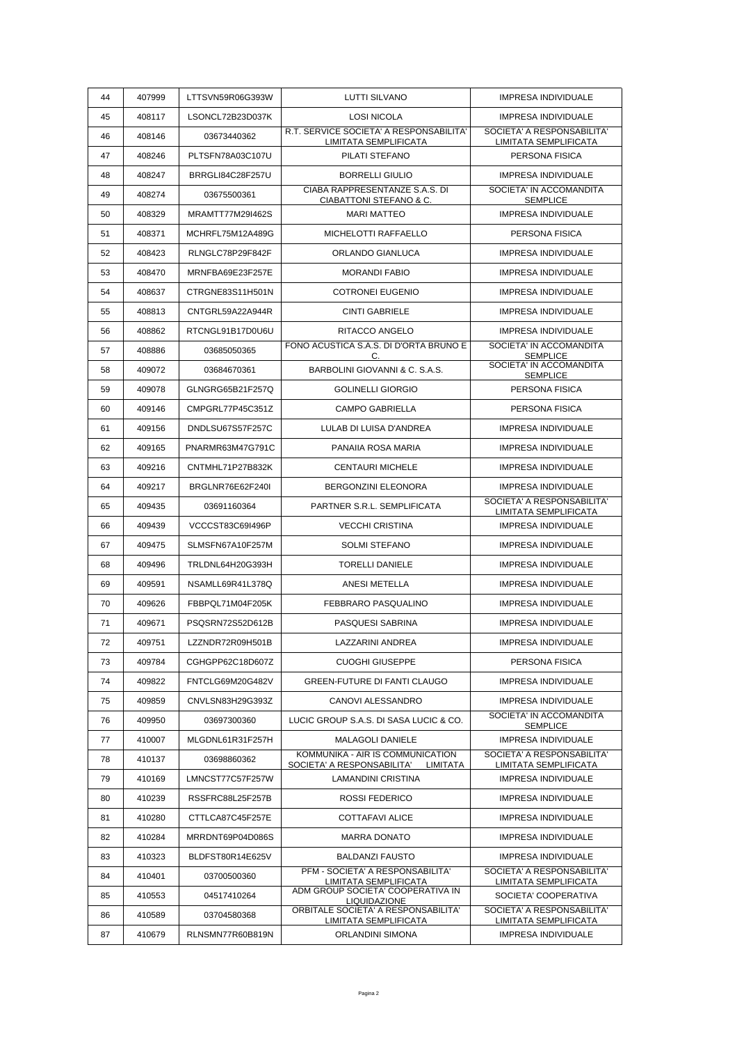| 44 | 407999 | LTTSVN59R06G393W | LUTTI SILVANO | IMPRESA INDIVIDUALE |
|---|---|---|---|---|
| 45 | 408117 | LSONCL72B23D037K | LOSI NICOLA | IMPRESA INDIVIDUALE |
| 46 | 408146 | 03673440362 | R.T. SERVICE SOCIETA' A RESPONSABILITA' LIMITATA SEMPLIFICATA | SOCIETA' A RESPONSABILITA' LIMITATA SEMPLIFICATA |
| 47 | 408246 | PLTSFN78A03C107U | PILATI STEFANO | PERSONA FISICA |
| 48 | 408247 | BRRGLI84C28F257U | BORRELLI GIULIO | IMPRESA INDIVIDUALE |
| 49 | 408274 | 03675500361 | CIABA RAPPRESENTANZE S.A.S. DI CIABATTONI STEFANO & C. | SOCIETA' IN ACCOMANDITA SEMPLICE |
| 50 | 408329 | MRAMTT77M29I462S | MARI MATTEO | IMPRESA INDIVIDUALE |
| 51 | 408371 | MCHRFL75M12A489G | MICHELOTTI RAFFAELLO | PERSONA FISICA |
| 52 | 408423 | RLNGLC78P29F842F | ORLANDO GIANLUCA | IMPRESA INDIVIDUALE |
| 53 | 408470 | MRNFBA69E23F257E | MORANDI FABIO | IMPRESA INDIVIDUALE |
| 54 | 408637 | CTRGNE83S11H501N | COTRONEI EUGENIO | IMPRESA INDIVIDUALE |
| 55 | 408813 | CNTGRL59A22A944R | CINTI GABRIELE | IMPRESA INDIVIDUALE |
| 56 | 408862 | RTCNGL91B17D0U6U | RITACCO ANGELO | IMPRESA INDIVIDUALE |
| 57 | 408886 | 03685050365 | FONO ACUSTICA S.A.S. DI D'ORTA BRUNO E C. | SOCIETA' IN ACCOMANDITA SEMPLICE |
| 58 | 409072 | 03684670361 | BARBOLINI GIOVANNI & C. S.A.S. | SOCIETA' IN ACCOMANDITA SEMPLICE |
| 59 | 409078 | GLNGRG65B21F257Q | GOLINELLI GIORGIO | PERSONA FISICA |
| 60 | 409146 | CMPGRL77P45C351Z | CAMPO GABRIELLA | PERSONA FISICA |
| 61 | 409156 | DNDLSU67S57F257C | LULAB DI LUISA D'ANDREA | IMPRESA INDIVIDUALE |
| 62 | 409165 | PNARMR63M47G791C | PANAIIA ROSA MARIA | IMPRESA INDIVIDUALE |
| 63 | 409216 | CNTMHL71P27B832K | CENTAURI MICHELE | IMPRESA INDIVIDUALE |
| 64 | 409217 | BRGLNR76E62F240I | BERGONZINI ELEONORA | IMPRESA INDIVIDUALE |
| 65 | 409435 | 03691160364 | PARTNER S.R.L. SEMPLIFICATA | SOCIETA' A RESPONSABILITA' LIMITATA SEMPLIFICATA |
| 66 | 409439 | VCCCST83C69I496P | VECCHI CRISTINA | IMPRESA INDIVIDUALE |
| 67 | 409475 | SLMSFN67A10F257M | SOLMI STEFANO | IMPRESA INDIVIDUALE |
| 68 | 409496 | TRLDNL64H20G393H | TORELLI DANIELE | IMPRESA INDIVIDUALE |
| 69 | 409591 | NSAMLL69R41L378Q | ANESI METELLA | IMPRESA INDIVIDUALE |
| 70 | 409626 | FBBPQL71M04F205K | FEBBRARO PASQUALINO | IMPRESA INDIVIDUALE |
| 71 | 409671 | PSQSRN72S52D612B | PASQUESI SABRINA | IMPRESA INDIVIDUALE |
| 72 | 409751 | LZZNDR72R09H501B | LAZZARINI ANDREA | IMPRESA INDIVIDUALE |
| 73 | 409784 | CGHGPP62C18D607Z | CUOGHI GIUSEPPE | PERSONA FISICA |
| 74 | 409822 | FNTCLG69M20G482V | GREEN-FUTURE DI FANTI CLAUGO | IMPRESA INDIVIDUALE |
| 75 | 409859 | CNVLSN83H29G393Z | CANOVI ALESSANDRO | IMPRESA INDIVIDUALE |
| 76 | 409950 | 03697300360 | LUCIC GROUP S.A.S. DI SASA LUCIC & CO. | SOCIETA' IN ACCOMANDITA SEMPLICE |
| 77 | 410007 | MLGDNL61R31F257H | MALAGOLI DANIELE | IMPRESA INDIVIDUALE |
| 78 | 410137 | 03698860362 | KOMMUNIKA - AIR IS COMMUNICATION SOCIETA' A RESPONSABILITA' LIMITATA | SOCIETA' A RESPONSABILITA' LIMITATA SEMPLIFICATA |
| 79 | 410169 | LMNCST77C57F257W | LAMANDINI CRISTINA | IMPRESA INDIVIDUALE |
| 80 | 410239 | RSSFRC88L25F257B | ROSSI FEDERICO | IMPRESA INDIVIDUALE |
| 81 | 410280 | CTTLCA87C45F257E | COTTAFAVI ALICE | IMPRESA INDIVIDUALE |
| 82 | 410284 | MRRDNT69P04D086S | MARRA DONATO | IMPRESA INDIVIDUALE |
| 83 | 410323 | BLDFST80R14E625V | BALDANZI FAUSTO | IMPRESA INDIVIDUALE |
| 84 | 410401 | 03700500360 | PFM - SOCIETA' A RESPONSABILITA' LIMITATA SEMPLIFICATA | SOCIETA' A RESPONSABILITA' LIMITATA SEMPLIFICATA |
| 85 | 410553 | 04517410264 | ADM GROUP SOCIETA' COOPERATIVA IN LIQUIDAZIONE | SOCIETA' COOPERATIVA |
| 86 | 410589 | 03704580368 | ORBITALE SOCIETA' A RESPONSABILITA' LIMITATA SEMPLIFICATA | SOCIETA' A RESPONSABILITA' LIMITATA SEMPLIFICATA |
| 87 | 410679 | RLNSMN77R60B819N | ORLANDINI SIMONA | IMPRESA INDIVIDUALE |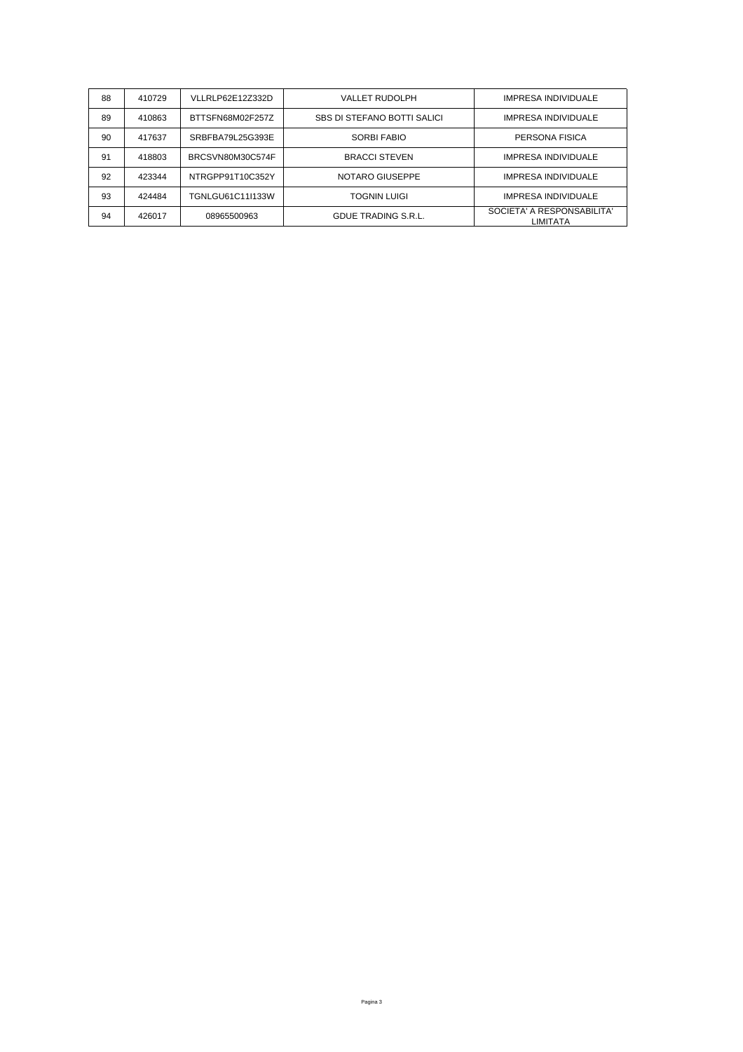| | | | | |
|---|---|---|---|---|
| 88 | 410729 | VLLRLP62E12Z332D | VALLET RUDOLPH | IMPRESA INDIVIDUALE |
| 89 | 410863 | BTTSFN68M02F257Z | SBS DI STEFANO BOTTI SALICI | IMPRESA INDIVIDUALE |
| 90 | 417637 | SRBFBA79L25G393E | SORBI FABIO | PERSONA FISICA |
| 91 | 418803 | BRCSVN80M30C574F | BRACCI STEVEN | IMPRESA INDIVIDUALE |
| 92 | 423344 | NTRGPP91T10C352Y | NOTARO GIUSEPPE | IMPRESA INDIVIDUALE |
| 93 | 424484 | TGNLGU61C11I133W | TOGNIN LUIGI | IMPRESA INDIVIDUALE |
| 94 | 426017 | 08965500963 | GDUE TRADING S.R.L. | SOCIETA' A RESPONSABILITA' LIMITATA |